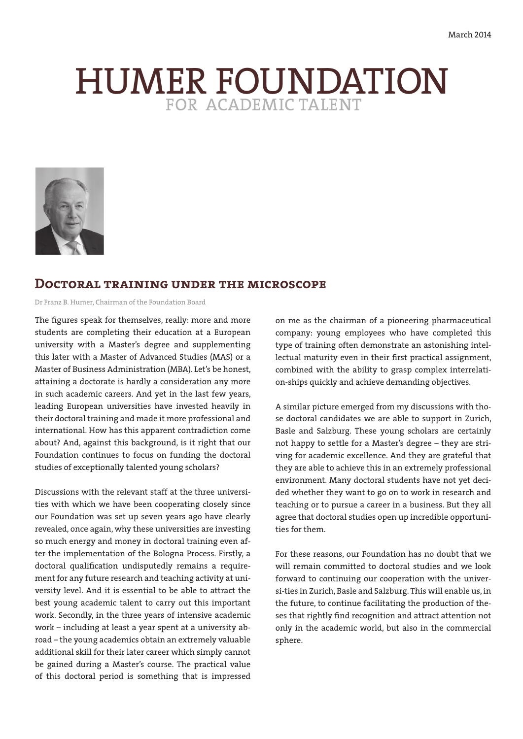March 2014

# HUMER FOUNDATION
FOR ACADEMIC TALENT

## Doctoral training under the microscope

Dr Franz B. Humer, Chairman of the Foundation Board

The figures speak for themselves, really: more and more students are completing their education at a European university with a Master's degree and supplementing this later with a Master of Advanced Studies (MAS) or a Master of Business Administration (MBA). Let's be honest, attaining a doctorate is hardly a consideration any more in such academic careers. And yet in the last few years, leading European universities have invested heavily in their doctoral training and made it more professional and international. How has this apparent contradiction come about? And, against this background, is it right that our Foundation continues to focus on funding the doctoral studies of exceptionally talented young scholars?

Discussions with the relevant staff at the three universities with which we have been cooperating closely since our Foundation was set up seven years ago have clearly revealed, once again, why these universities are investing so much energy and money in doctoral training even after the implementation of the Bologna Process. Firstly, a doctoral qualification undisputedly remains a requirement for any future research and teaching activity at university level. And it is essential to be able to attract the best young academic talent to carry out this important work. Secondly, in the three years of intensive academic work – including at least a year spent at a university abroad – the young academics obtain an extremely valuable additional skill for their later career which simply cannot be gained during a Master's course. The practical value of this doctoral period is something that is impressed on me as the chairman of a pioneering pharmaceutical company: young employees who have completed this type of training often demonstrate an astonishing intellectual maturity even in their first practical assignment, combined with the ability to grasp complex interrelationships quickly and achieve demanding objectives.

A similar picture emerged from my discussions with those doctoral candidates we are able to support in Zurich, Basle and Salzburg. These young scholars are certainly not happy to settle for a Master's degree – they are striving for academic excellence. And they are grateful that they are able to achieve this in an extremely professional environment. Many doctoral students have not yet decided whether they want to go on to work in research and teaching or to pursue a career in a business. But they all agree that doctoral studies open up incredible opportunities for them.

For these reasons, our Foundation has no doubt that we will remain committed to doctoral studies and we look forward to continuing our cooperation with the universities in Zurich, Basle and Salzburg. This will enable us, in the future, to continue facilitating the production of theses that rightly find recognition and attract attention not only in the academic world, but also in the commercial sphere.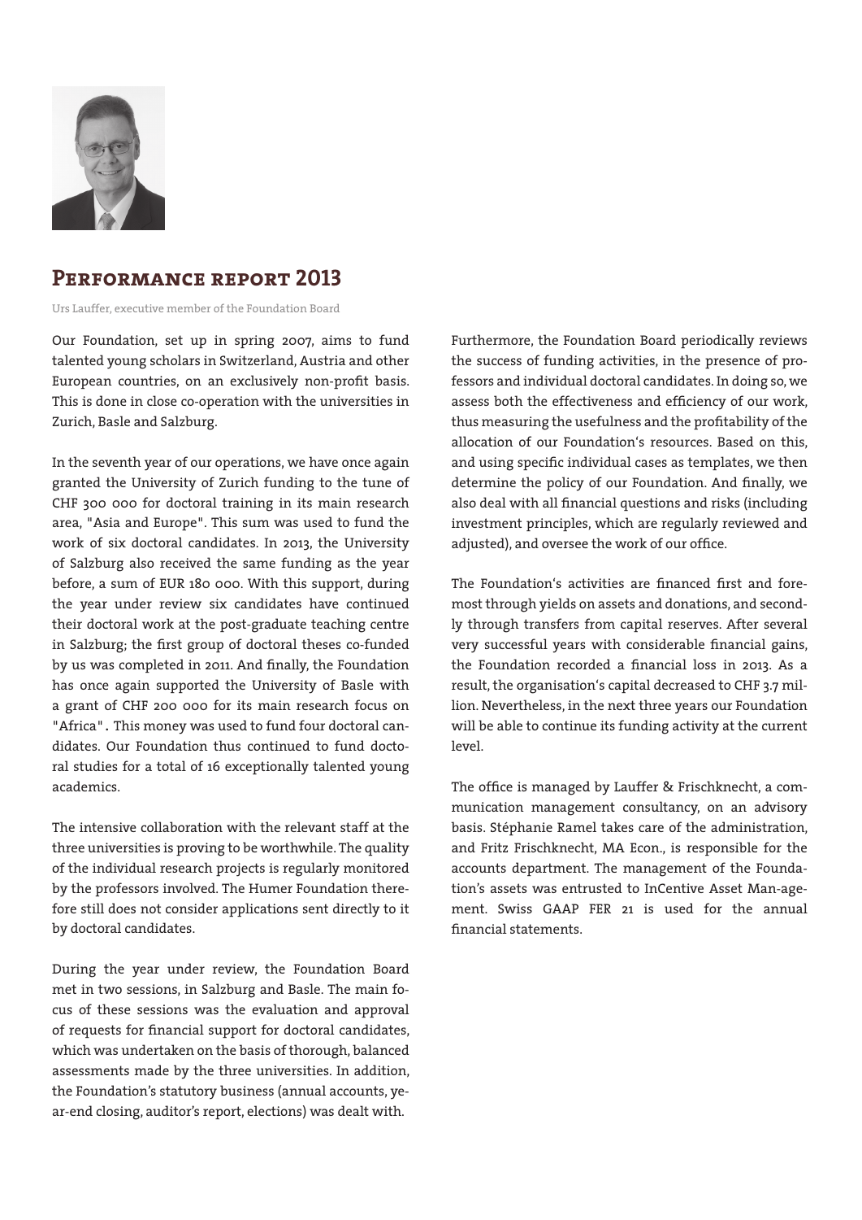## Performance report 2013

Urs Lauffer, executive member of the Foundation Board

Our Foundation, set up in spring 2007, aims to fund talented young scholars in Switzerland, Austria and other European countries, on an exclusively non-profit basis. This is done in close co-operation with the universities in Zurich, Basle and Salzburg.

In the seventh year of our operations, we have once again granted the University of Zurich funding to the tune of CHF 300 000 for doctoral training in its main research area, "Asia and Europe". This sum was used to fund the work of six doctoral candidates. In 2013, the University of Salzburg also received the same funding as the year before, a sum of EUR 180 000. With this support, during the year under review six candidates have continued their doctoral work at the post-graduate teaching centre in Salzburg; the first group of doctoral theses co-funded by us was completed in 2011. And finally, the Foundation has once again supported the University of Basle with a grant of CHF 200 000 for its main research focus on "Africa". This money was used to fund four doctoral candidates. Our Foundation thus continued to fund doctoral studies for a total of 16 exceptionally talented young academics.

The intensive collaboration with the relevant staff at the three universities is proving to be worthwhile. The quality of the individual research projects is regularly monitored by the professors involved. The Humer Foundation therefore still does not consider applications sent directly to it by doctoral candidates.

During the year under review, the Foundation Board met in two sessions, in Salzburg and Basle. The main focus of these sessions was the evaluation and approval of requests for financial support for doctoral candidates, which was undertaken on the basis of thorough, balanced assessments made by the three universities. In addition, the Foundation's statutory business (annual accounts, year-end closing, auditor's report, elections) was dealt with.

Furthermore, the Foundation Board periodically reviews the success of funding activities, in the presence of professors and individual doctoral candidates. In doing so, we assess both the effectiveness and efficiency of our work, thus measuring the usefulness and the profitability of the allocation of our Foundation's resources. Based on this, and using specific individual cases as templates, we then determine the policy of our Foundation. And finally, we also deal with all financial questions and risks (including investment principles, which are regularly reviewed and adjusted), and oversee the work of our office.

The Foundation's activities are financed first and foremost through yields on assets and donations, and secondly through transfers from capital reserves. After several very successful years with considerable financial gains, the Foundation recorded a financial loss in 2013. As a result, the organisation's capital decreased to CHF 3.7 million. Nevertheless, in the next three years our Foundation will be able to continue its funding activity at the current level.

The office is managed by Lauffer & Frischknecht, a communication management consultancy, on an advisory basis. Stéphanie Ramel takes care of the administration, and Fritz Frischknecht, MA Econ., is responsible for the accounts department. The management of the Foundation's assets was entrusted to InCentive Asset Man-agement. Swiss GAAP FER 21 is used for the annual financial statements.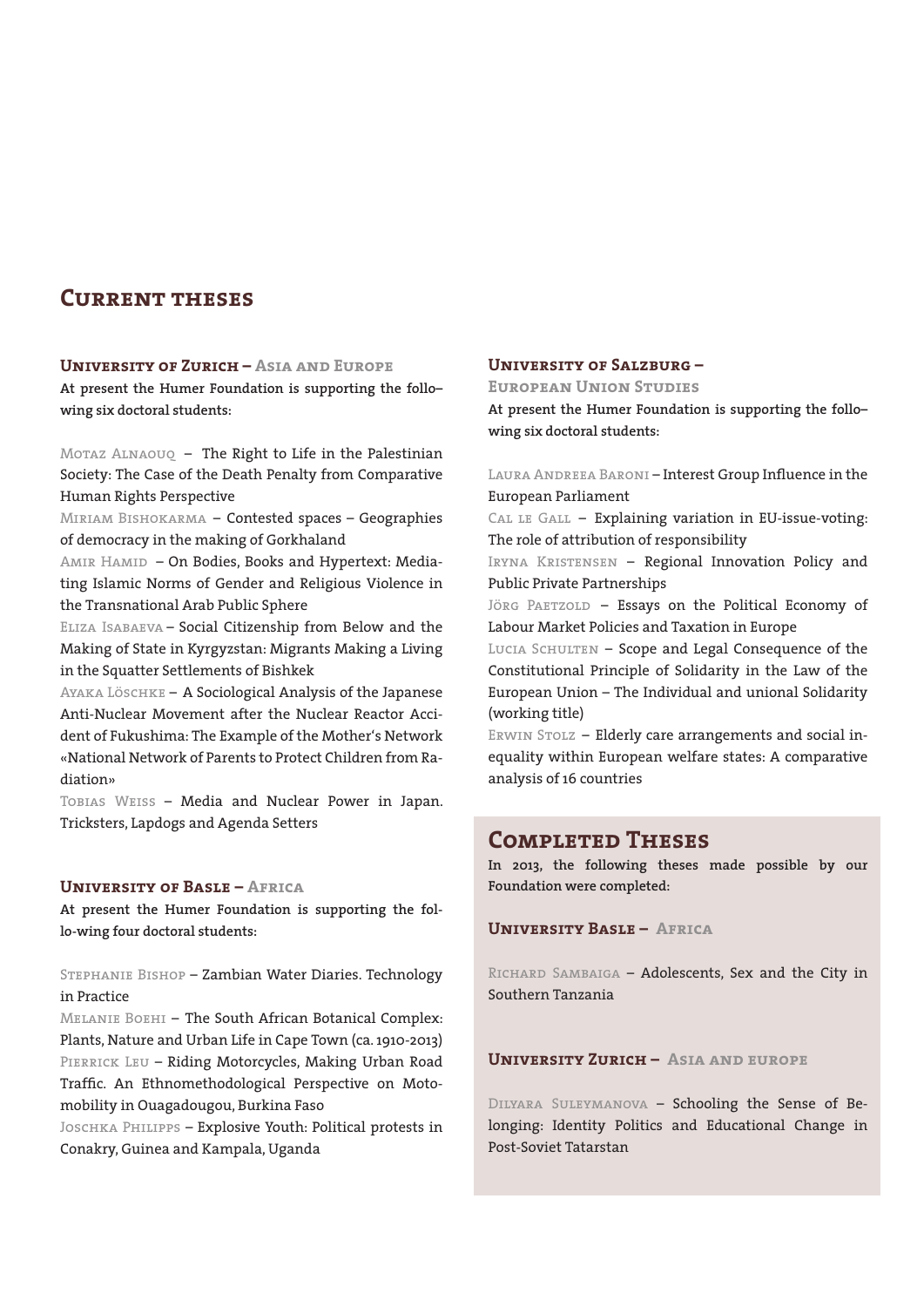# Current theses

## University of Zurich – Asia and Europe

**At present the Humer Foundation is supporting the follo–wing six doctoral students:**

Motaz Alnaouq – The Right to Life in the Palestinian Society: The Case of the Death Penalty from Comparative Human Rights Perspective

Miriam Bishokarma – Contested spaces – Geographies of democracy in the making of Gorkhaland

Amir Hamid – On Bodies, Books and Hypertext: Mediating Islamic Norms of Gender and Religious Violence in the Transnational Arab Public Sphere

Eliza Isabaeva – Social Citizenship from Below and the Making of State in Kyrgyzstan: Migrants Making a Living in the Squatter Settlements of Bishkek

Ayaka Löschke – A Sociological Analysis of the Japanese Anti-Nuclear Movement after the Nuclear Reactor Accident of Fukushima: The Example of the Mother's Network «National Network of Parents to Protect Children from Radiation»

Tobias Weiss – Media and Nuclear Power in Japan. Tricksters, Lapdogs and Agenda Setters

## University of Basle – Africa

**At present the Humer Foundation is supporting the follo-wing four doctoral students:**

Stephanie Bishop – Zambian Water Diaries. Technology in Practice

Melanie Boehi – The South African Botanical Complex: Plants, Nature and Urban Life in Cape Town (ca. 1910-2013)

Pierrick Leu – Riding Motorcycles, Making Urban Road Traffic. An Ethnomethodological Perspective on Motomobility in Ouagadougou, Burkina Faso

Joschka Philipps – Explosive Youth: Political protests in Conakry, Guinea and Kampala, Uganda

## University of Salzburg – European Union Studies

**At present the Humer Foundation is supporting the follo–wing six doctoral students:**

Laura Andreea Baroni – Interest Group Influence in the European Parliament

Cal le Gall – Explaining variation in EU-issue-voting: The role of attribution of responsibility

Iryna Kristensen – Regional Innovation Policy and Public Private Partnerships

Jörg Paetzold – Essays on the Political Economy of Labour Market Policies and Taxation in Europe

Lucia Schulten – Scope and Legal Consequence of the Constitutional Principle of Solidarity in the Law of the European Union – The Individual and unional Solidarity (working title)

Erwin Stolz – Elderly care arrangements and social inequality within European welfare states: A comparative analysis of 16 countries

# Completed Theses

**In 2013, the following theses made possible by our Foundation were completed:**

## University Basle – Africa

Richard Sambaiga – Adolescents, Sex and the City in Southern Tanzania

## University Zurich – Asia and europe

Dilyara Suleymanova – Schooling the Sense of Belonging: Identity Politics and Educational Change in Post-Soviet Tatarstan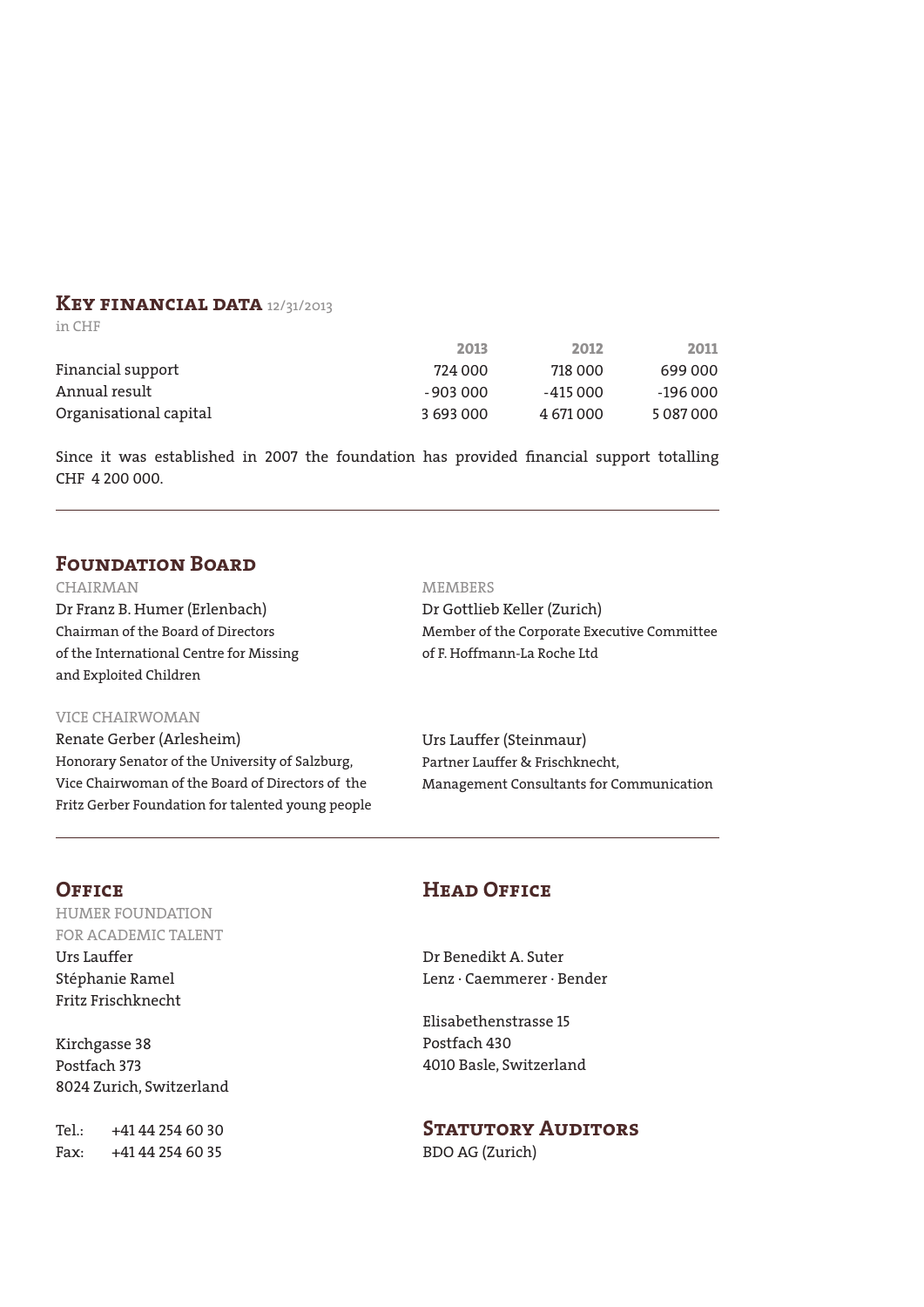## Key financial data 12/31/2013

in CHF

| | 2013 | 2012 | 2011 |
|---|---|---|---|
| Financial support | 724 000 | 718 000 | 699 000 |
| Annual result | -903 000 | -415 000 | -196 000 |
| Organisational capital | 3 693 000 | 4 671 000 | 5 087 000 |

Since it was established in 2007 the foundation has provided financial support totalling CHF 4 200 000.

---

## Foundation Board

CHAIRMAN

Dr Franz B. Humer (Erlenbach)
Chairman of the Board of Directors of the International Centre for Missing and Exploited Children

VICE CHAIRWOMAN

Renate Gerber (Arlesheim)
Honorary Senator of the University of Salzburg, Vice Chairwoman of the Board of Directors of the Fritz Gerber Foundation for talented young people

MEMBERS

Dr Gottlieb Keller (Zurich)
Member of the Corporate Executive Committee of F. Hoffmann-La Roche Ltd

Urs Lauffer (Steinmaur)
Partner Lauffer & Frischknecht, Management Consultants for Communication

---

## Office

HUMER FOUNDATION FOR ACADEMIC TALENT
Urs Lauffer
Stéphanie Ramel
Fritz Frischknecht

Kirchgasse 38
Postfach 373
8024 Zurich, Switzerland

Tel.: +41 44 254 60 30
Fax: +41 44 254 60 35

## Head Office

Dr Benedikt A. Suter
Lenz · Caemmerer · Bender

Elisabethenstrasse 15
Postfach 430
4010 Basle, Switzerland

## Statutory Auditors

BDO AG (Zurich)